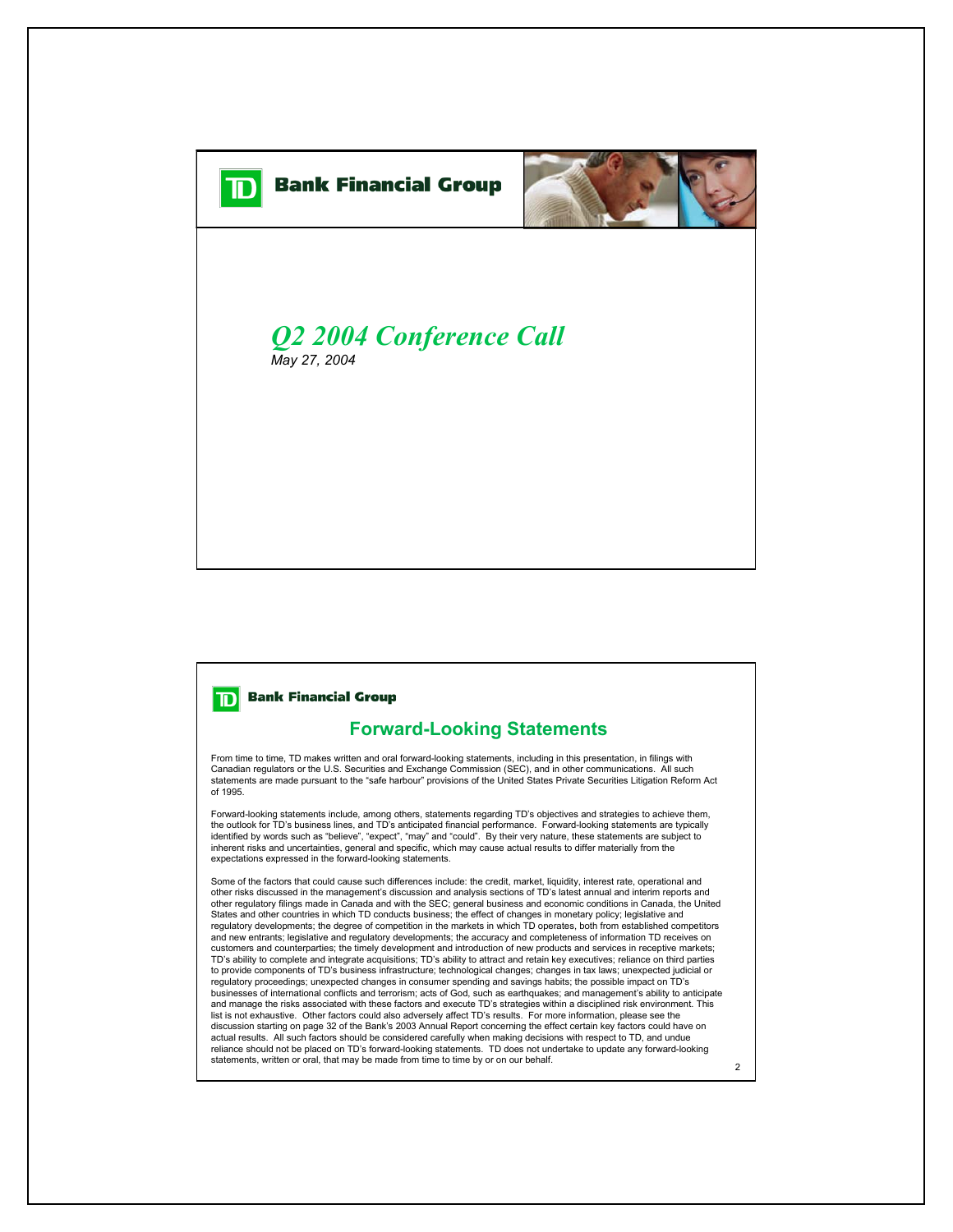# Bank Financial Group

## *Q2 2004 Conference Call*

*May 27, 2004*

---

**Bank Financial Group**

## Forward-Looking Statements

From time to time, TD makes written and oral forward-looking statements, including in this presentation, in filings with Canadian regulators or the U.S. Securities and Exchange Commission (SEC), and in other communications. All such statements are made pursuant to the "safe harbour" provisions of the United States Private Securities Litigation Reform Act of 1995.

Forward-looking statements include, among others, statements regarding TD's objectives and strategies to achieve them, the outlook for TD's business lines, and TD's anticipated financial performance. Forward-looking statements are typically identified by words such as "believe", "expect", "may" and "could". By their very nature, these statements are subject to inherent risks and uncertainties, general and specific, which may cause actual results to differ materially from the expectations expressed in the forward-looking statements.

Some of the factors that could cause such differences include: the credit, market, liquidity, interest rate, operational and other risks discussed in the management's discussion and analysis sections of TD's latest annual and interim reports and other regulatory filings made in Canada and with the SEC; general business and economic conditions in Canada, the United States and other countries in which TD conducts business; the effect of changes in monetary policy; legislative and regulatory developments; the degree of competition in the markets in which TD operates, both from established competitors and new entrants; legislative and regulatory developments; the accuracy and completeness of information TD receives on customers and counterparties; the timely development and introduction of new products and services in receptive markets; TD's ability to complete and integrate acquisitions; TD's ability to attract and retain key executives; reliance on third parties to provide components of TD's business infrastructure; technological changes; changes in tax laws; unexpected judicial or regulatory proceedings; unexpected changes in consumer spending and savings habits; the possible impact on TD's businesses of international conflicts and terrorism; acts of God, such as earthquakes; and management's ability to anticipate and manage the risks associated with these factors and execute TD's strategies within a disciplined risk environment. This list is not exhaustive. Other factors could also adversely affect TD's results. For more information, please see the discussion starting on page 32 of the Bank's 2003 Annual Report concerning the effect certain key factors could have on actual results. All such factors should be considered carefully when making decisions with respect to TD, and undue reliance should not be placed on TD's forward-looking statements. TD does not undertake to update any forward-looking statements, written or oral, that may be made from time to time by or on our behalf.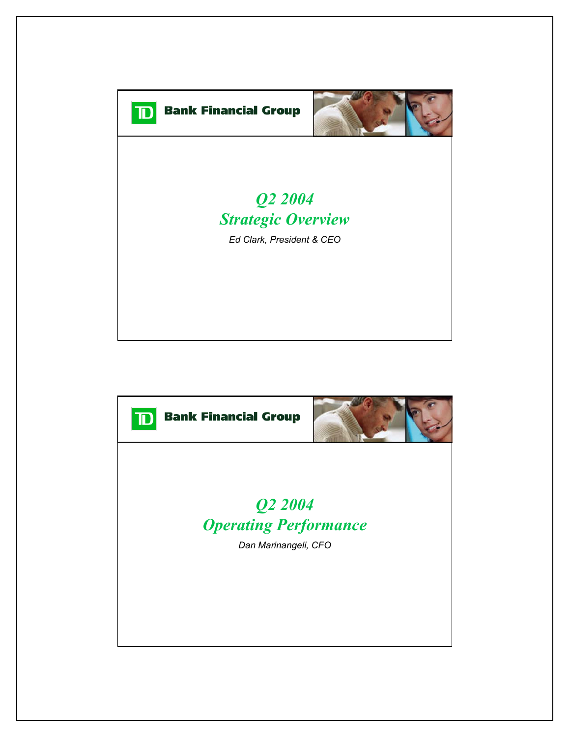**TD Bank Financial Group**

## *Q2 2004*
## *Strategic Overview*

*Ed Clark, President & CEO*

**TD Bank Financial Group**

## *Q2 2004*
## *Operating Performance*

*Dan Marinangeli, CFO*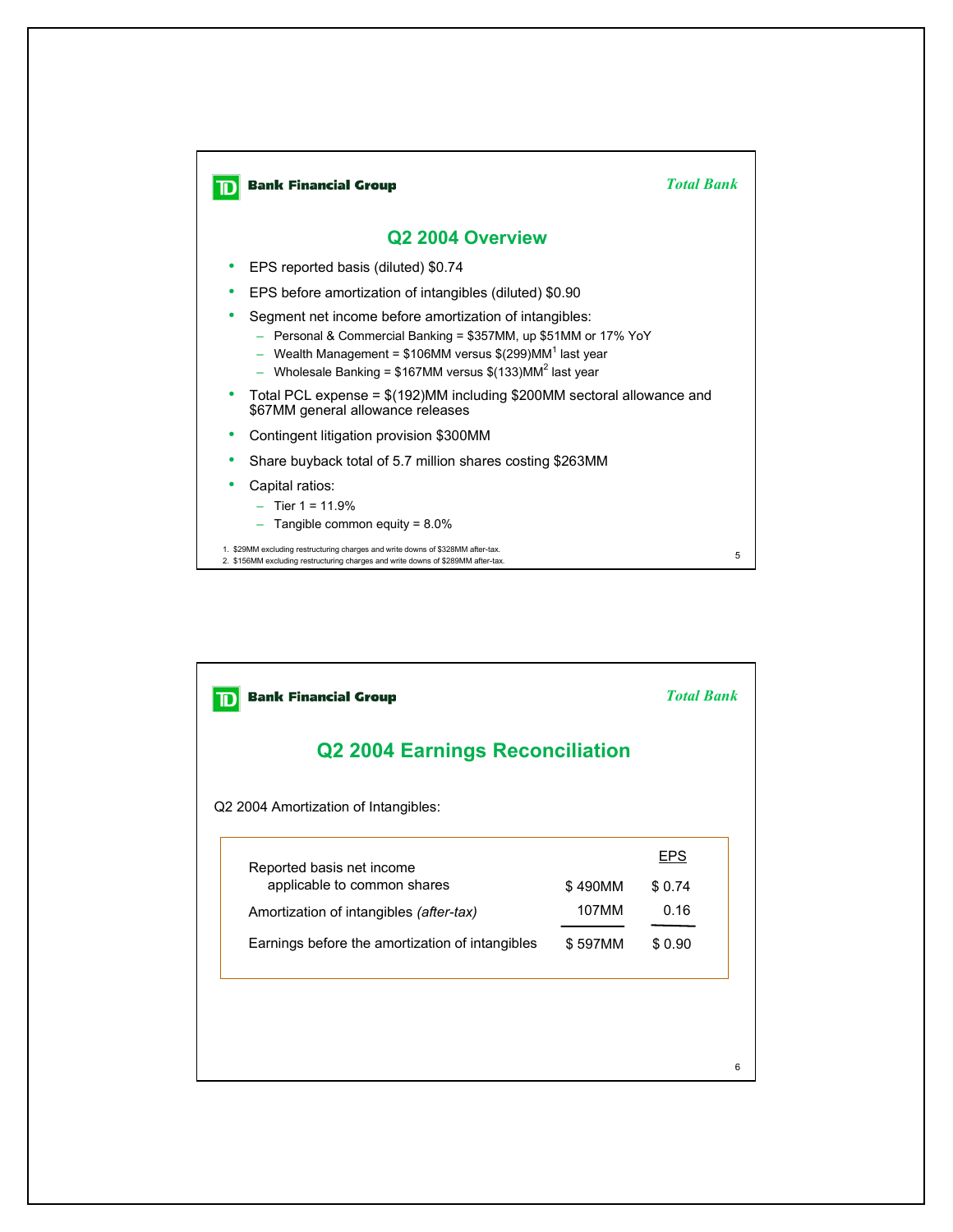TD Bank Financial Group

*Total Bank*

## Q2 2004 Overview

- EPS reported basis (diluted) $0.74
- EPS before amortization of intangibles (diluted) $0.90
- Segment net income before amortization of intangibles:
  - Personal & Commercial Banking = $357MM, up $51MM or 17% YoY
  - Wealth Management = $106MM versus $(299)MM[1] last year
  - Wholesale Banking = $167MM versus $(133)MM[2] last year
- Total PCL expense = $(192)MM including $200MM sectoral allowance and $67MM general allowance releases
- Contingent litigation provision $300MM
- Share buyback total of 5.7 million shares costing $263MM
- Capital ratios:
  - Tier 1 = 11.9%
  - Tangible common equity = 8.0%

1. $29MM excluding restructuring charges and write downs of $328MM after-tax.
2. $156MM excluding restructuring charges and write downs of $289MM after-tax.

TD Bank Financial Group

*Total Bank*

## Q2 2004 Earnings Reconciliation

Q2 2004 Amortization of Intangibles:

| | | EPS |
|---|---|---|
| Reported basis net income applicable to common shares | $ 490MM | $ 0.74 |
| Amortization of intangibles *(after-tax)* | 107MM | 0.16 |
| Earnings before the amortization of intangibles | $ 597MM | $ 0.90 |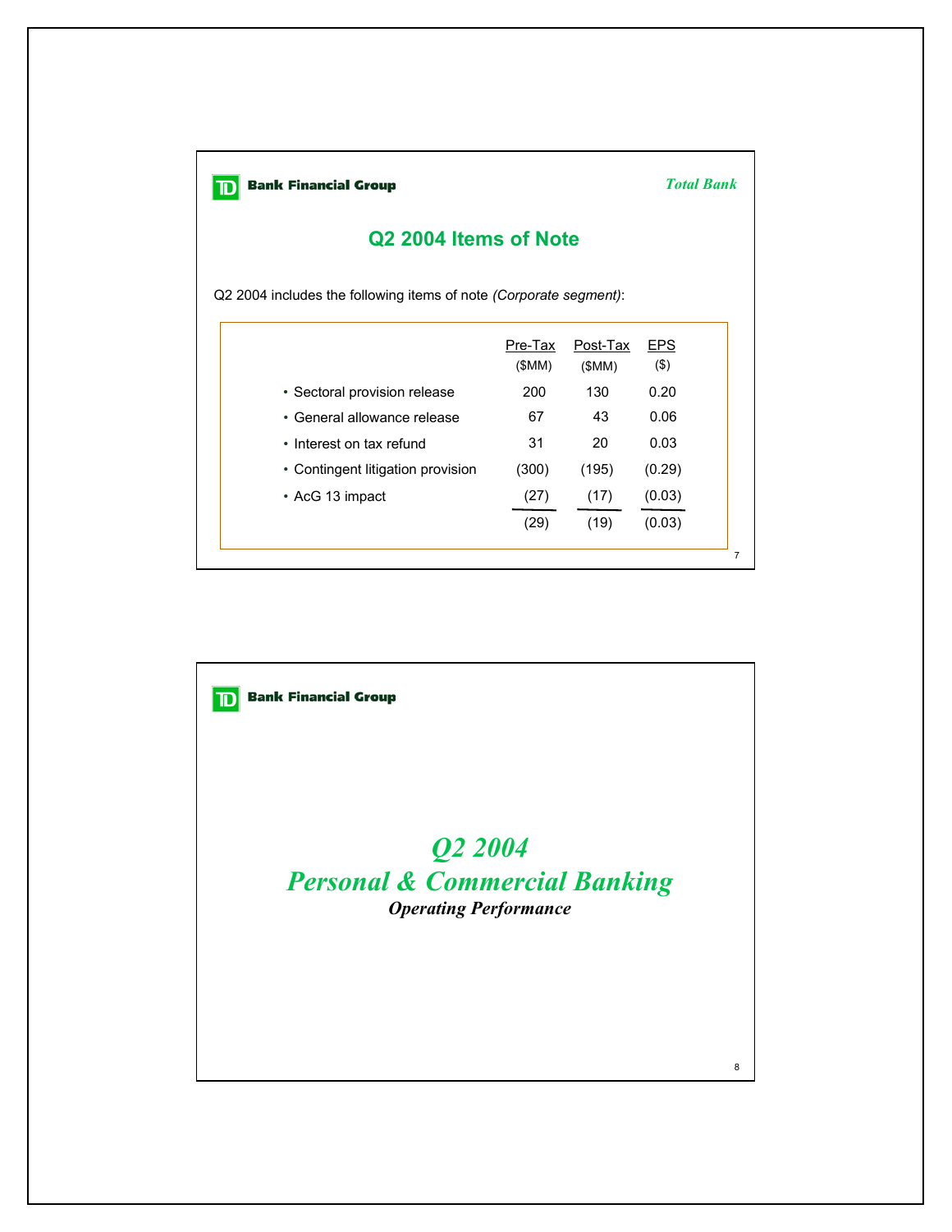**TD Bank Financial Group** *Total Bank*

## Q2 2004 Items of Note

Q2 2004 includes the following items of note *(Corporate segment)*:

| | Pre-Tax ($MM) | Post-Tax ($MM) | EPS ($) |
|---|---|---|---|
| • Sectoral provision release | 200 | 130 | 0.20 |
| • General allowance release | 67 | 43 | 0.06 |
| • Interest on tax refund | 31 | 20 | 0.03 |
| • Contingent litigation provision | (300) | (195) | (0.29) |
| • AcG 13 impact | (27) | (17) | (0.03) |
| | (29) | (19) | (0.03) |

**TD Bank Financial Group**

# *Q2 2004*
# *Personal & Commercial Banking*
***Operating Performance***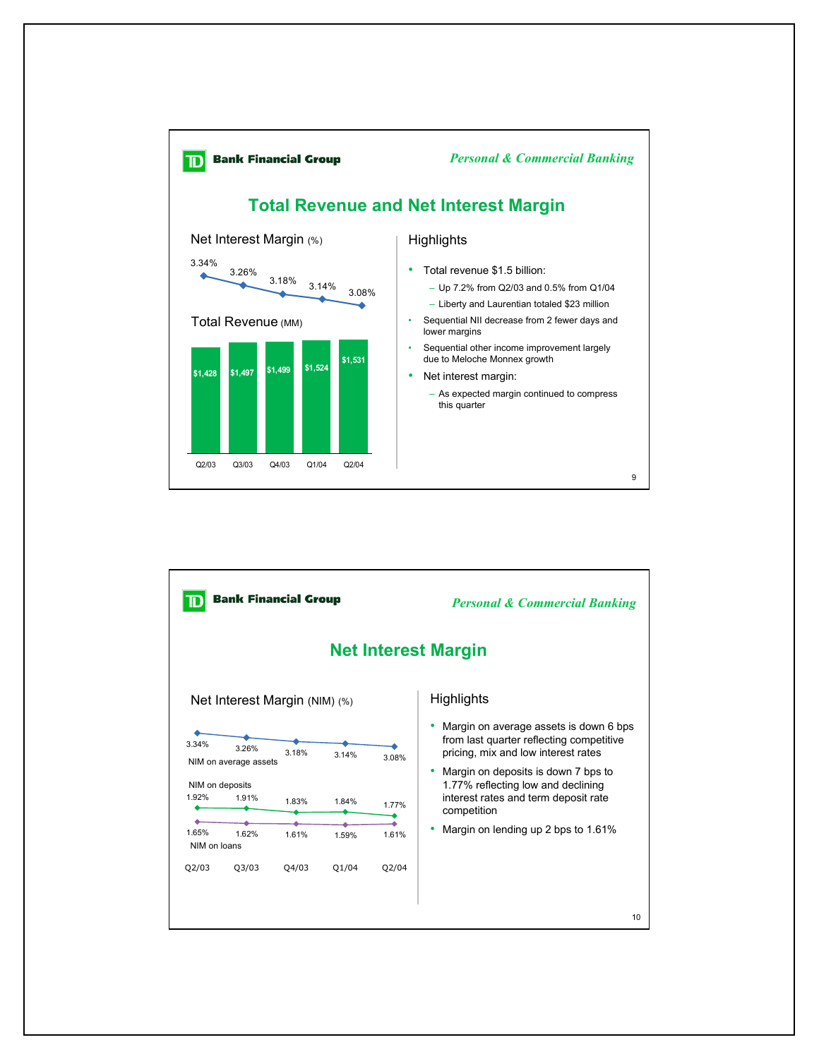**TD Bank Financial Group** — *Personal & Commercial Banking*

## Total Revenue and Net Interest Margin

**Net Interest Margin (%)**

| | Q2/03 | Q3/03 | Q4/03 | Q1/04 | Q2/04 |
|---|---|---|---|---|---|
| Net Interest Margin | 3.34% | 3.26% | 3.18% | 3.14% | 3.08% |

**Total Revenue (MM)**

| | Q2/03 | Q3/03 | Q4/03 | Q1/04 | Q2/04 |
|---|---|---|---|---|---|
| Total Revenue | $1,428 | $1,497 | $1,499 | $1,524 | $1,531 |

### Highlights

- Total revenue $1.5 billion:
  - Up 7.2% from Q2/03 and 0.5% from Q1/04
  - Liberty and Laurentian totaled $23 million
- Sequential NII decrease from 2 fewer days and lower margins
- Sequential other income improvement largely due to Meloche Monnex growth
- Net interest margin:
  - As expected margin continued to compress this quarter

---

**TD Bank Financial Group** — *Personal & Commercial Banking*

## Net Interest Margin

**Net Interest Margin (NIM) (%)**

| | Q2/03 | Q3/03 | Q4/03 | Q1/04 | Q2/04 |
|---|---|---|---|---|---|
| NIM on average assets | 3.34% | 3.26% | 3.18% | 3.14% | 3.08% |
| NIM on deposits | 1.92% | 1.91% | 1.83% | 1.84% | 1.77% |
| NIM on loans | 1.65% | 1.62% | 1.61% | 1.59% | 1.61% |

### Highlights

- Margin on average assets is down 6 bps from last quarter reflecting competitive pricing, mix and low interest rates
- Margin on deposits is down 7 bps to 1.77% reflecting low and declining interest rates and term deposit rate competition
- Margin on lending up 2 bps to 1.61%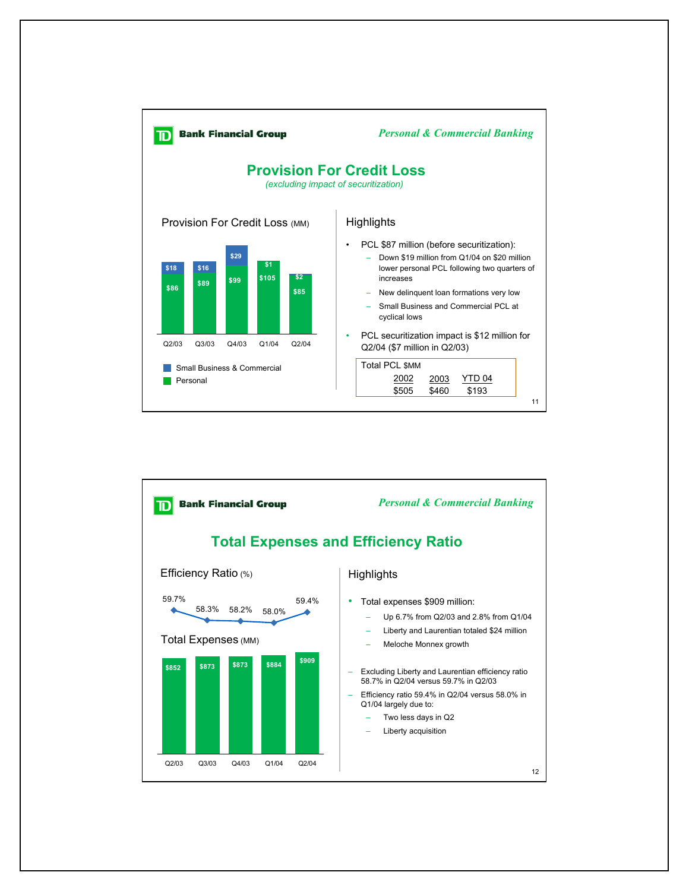## Personal & Commercial Banking

# Provision For Credit Loss

*(excluding impact of securitization)*

### Provision For Credit Loss (MM)

| | Q2/03 | Q3/03 | Q4/03 | Q1/04 | Q2/04 |
|---|---|---|---|---|---|
| Small Business & Commercial | $18 | $16 | $29 | $1 | $2 |
| Personal | $86 | $89 | $99 | $105 | $85 |

### Highlights

- PCL $87 million (before securitization):
  - Down $19 million from Q1/04 on $20 million lower personal PCL following two quarters of increases
  - New delinquent loan formations very low
  - Small Business and Commercial PCL at cyclical lows
- PCL securitization impact is $12 million for Q2/04 ($7 million in Q2/03)

| Total PCL $MM | | |
|---|---|---|
| 2002 | 2003 | YTD 04 |
| $505 | $460 | $193 |

## Personal & Commercial Banking

# Total Expenses and Efficiency Ratio

### Efficiency Ratio (%) and Total Expenses (MM)

| | Q2/03 | Q3/03 | Q4/03 | Q1/04 | Q2/04 |
|---|---|---|---|---|---|
| Efficiency Ratio (%) | 59.7% | 58.3% | 58.2% | 58.0% | 59.4% |
| Total Expenses (MM) | $852 | $873 | $873 | $884 | $909 |

### Highlights

- Total expenses $909 million:
  - Up 6.7% from Q2/03 and 2.8% from Q1/04
  - Liberty and Laurentian totaled $24 million
  - Meloche Monnex growth
- Excluding Liberty and Laurentian efficiency ratio 58.7% in Q2/04 versus 59.7% in Q2/03
- Efficiency ratio 59.4% in Q2/04 versus 58.0% in Q1/04 largely due to:
  - Two less days in Q2
  - Liberty acquisition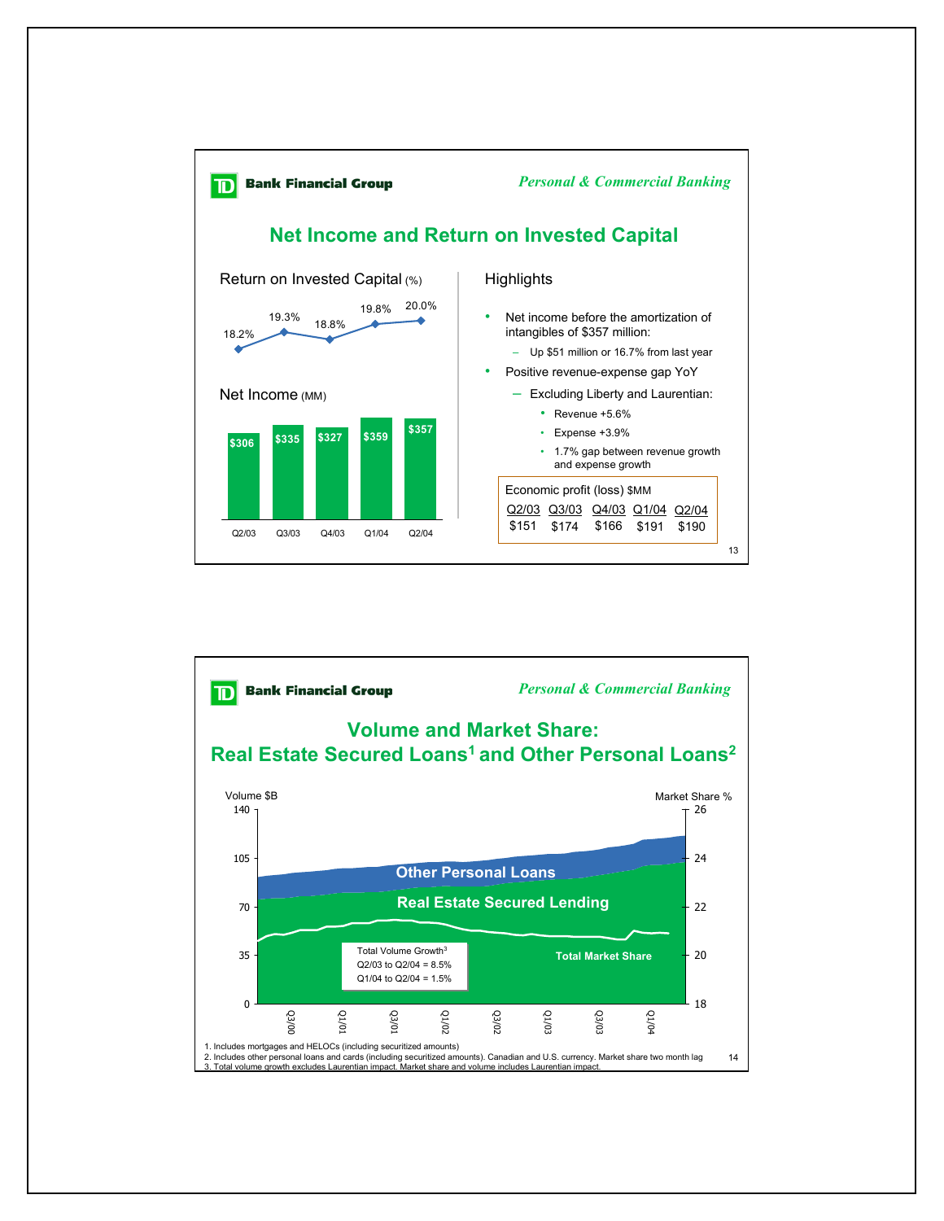TD Bank Financial Group

*Personal & Commercial Banking*

## Net Income and Return on Invested Capital

### Return on Invested Capital (%)

| Q2/03 | Q3/03 | Q4/03 | Q1/04 | Q2/04 |
|---|---|---|---|---|
| 18.2% | 19.3% | 18.8% | 19.8% | 20.0% |

### Net Income (MM)

| Q2/03 | Q3/03 | Q4/03 | Q1/04 | Q2/04 |
|---|---|---|---|---|
| $306 | $335 | $327 | $359 | $357 |

### Highlights

- Net income before the amortization of intangibles of $357 million:
  - Up $51 million or 16.7% from last year
- Positive revenue-expense gap YoY
  - Excluding Liberty and Laurentian:
    - Revenue +5.6%
    - Expense +3.9%
    - 1.7% gap between revenue growth and expense growth

Economic profit (loss) $MM

| Q2/03 | Q3/03 | Q4/03 | Q1/04 | Q2/04 |
|---|---|---|---|---|
| $151 | $174 | $166 | $191 | $190 |

---

TD Bank Financial Group

*Personal & Commercial Banking*

## Volume and Market Share: Real Estate Secured Loans[1] and Other Personal Loans[2]

Volume $B | Market Share %

Other Personal Loans

Real Estate Secured Lending

Total Market Share

Total Volume Growth[3]
Q2/03 to Q2/04 = 8.5%
Q1/04 to Q2/04 = 1.5%

Q3/00 Q1/01 Q3/01 Q1/02 Q3/02 Q1/03 Q3/03 Q1/04

1. Includes mortgages and HELOCs (including securitized amounts)
2. Includes other personal loans and cards (including securitized amounts). Canadian and U.S. currency. Market share two month lag
3. Total volume growth excludes Laurentian impact. Market share and volume includes Laurentian impact.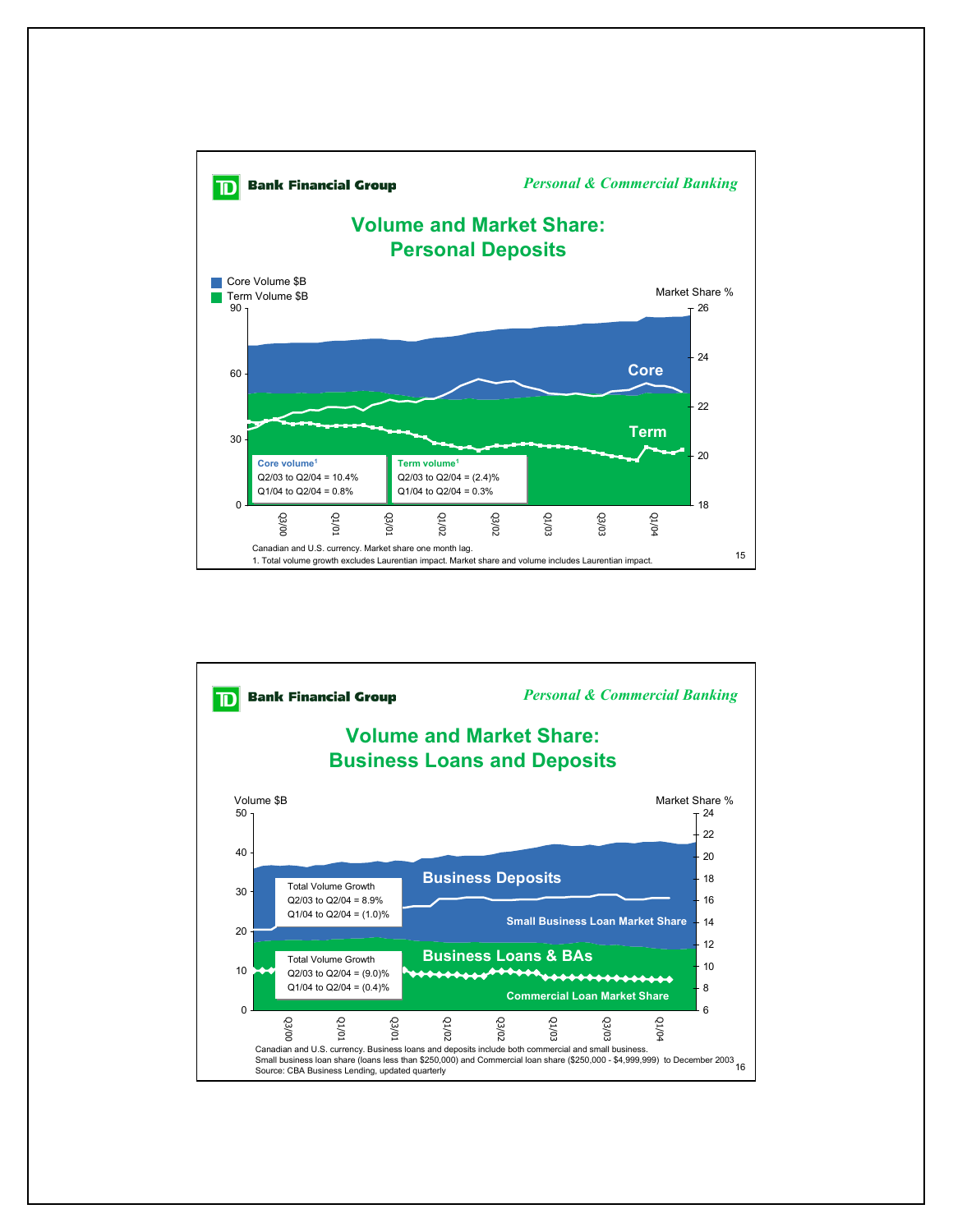**TD Bank Financial Group** *Personal & Commercial Banking*

## Volume and Market Share: Personal Deposits

Core Volume $B
Term Volume $B

Market Share %

Core

Term

| Core volume[1] | Term volume[1] |
| --- | --- |
| Q2/03 to Q2/04 = 10.4% | Q2/03 to Q2/04 = (2.4)% |
| Q1/04 to Q2/04 = 0.8% | Q1/04 to Q2/04 = 0.3% |

Canadian and U.S. currency. Market share one month lag.
1. Total volume growth excludes Laurentian impact. Market share and volume includes Laurentian impact.

---

**TD Bank Financial Group** *Personal & Commercial Banking*

## Volume and Market Share: Business Loans and Deposits

Volume $B

Market Share %

Business Deposits

Total Volume Growth
Q2/03 to Q2/04 = 8.9%
Q1/04 to Q2/04 = (1.0)%

Small Business Loan Market Share

Business Loans & BAs

Total Volume Growth
Q2/03 to Q2/04 = (9.0)%
Q1/04 to Q2/04 = (0.4)%

Commercial Loan Market Share

Canadian and U.S. currency. Business loans and deposits include both commercial and small business.
Small business loan share (loans less than $250,000) and Commercial loan share ($250,000 - $4,999,999) to December 2003
Source: CBA Business Lending, updated quarterly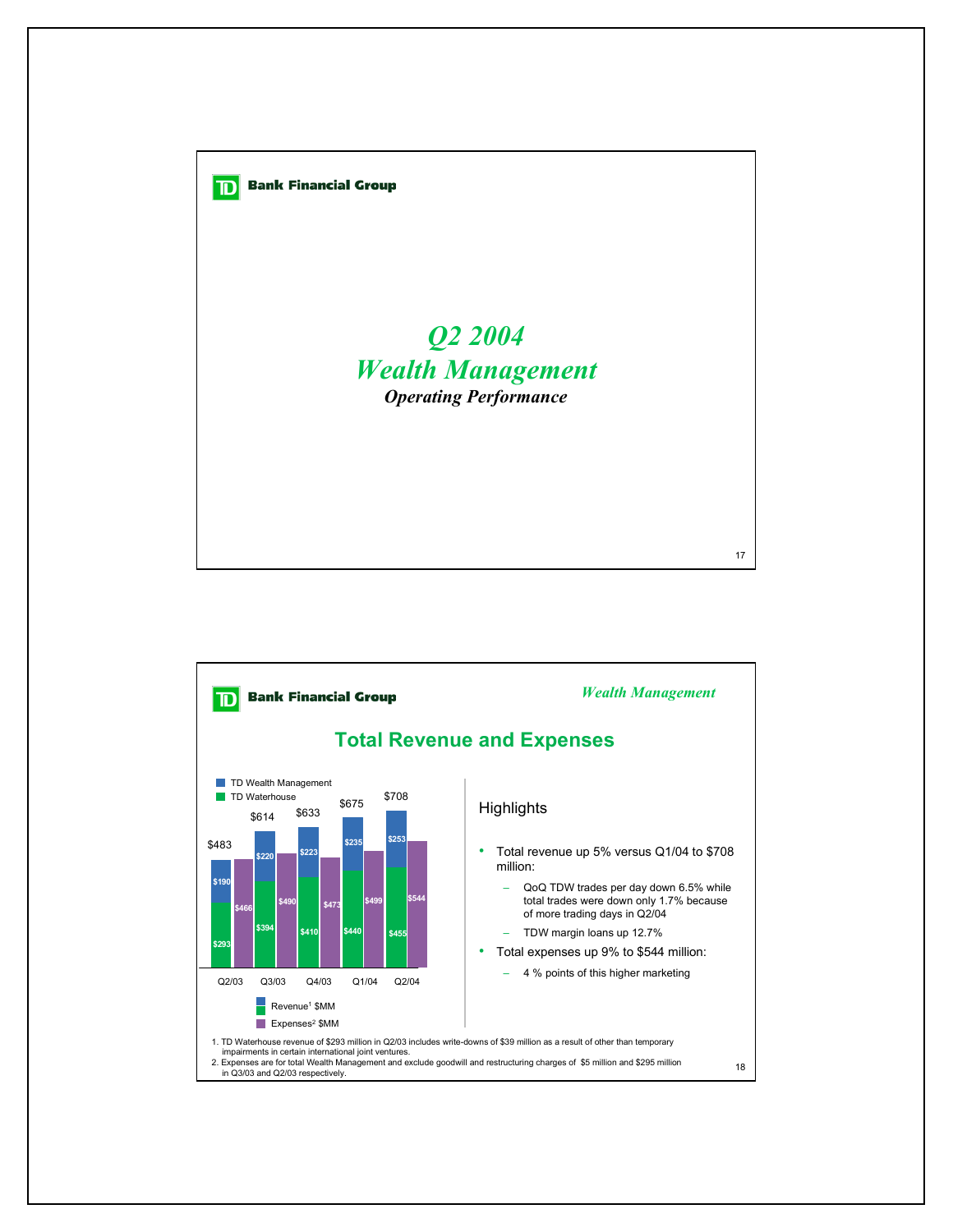## Q2 2004
## Wealth Management
### *Operating Performance*

---

*Wealth Management*

## Total Revenue and Expenses

| | Q2/03 | Q3/03 | Q4/03 | Q1/04 | Q2/04 |
|---|---|---|---|---|---|
| TD Wealth Management | $190 | $220 | $223 | $235 | $253 |
| TD Waterhouse | $293 | $394 | $410 | $440 | $455 |
| Revenue[1] $MM (total) | $483 | $614 | $633 | $675 | $708 |
| Expenses[2] $MM | $466 | $490 | $473 | $499 | $544 |

Highlights

- Total revenue up 5% versus Q1/04 to $708 million:
  - QoQ TDW trades per day down 6.5% while total trades were down only 1.7% because of more trading days in Q2/04
  - TDW margin loans up 12.7%
- Total expenses up 9% to $544 million:
  - 4 % points of this higher marketing

1. TD Waterhouse revenue of $293 million in Q2/03 includes write-downs of $39 million as a result of other than temporary impairments in certain international joint ventures.
2. Expenses are for total Wealth Management and exclude goodwill and restructuring charges of $5 million and $295 million in Q3/03 and Q2/03 respectively.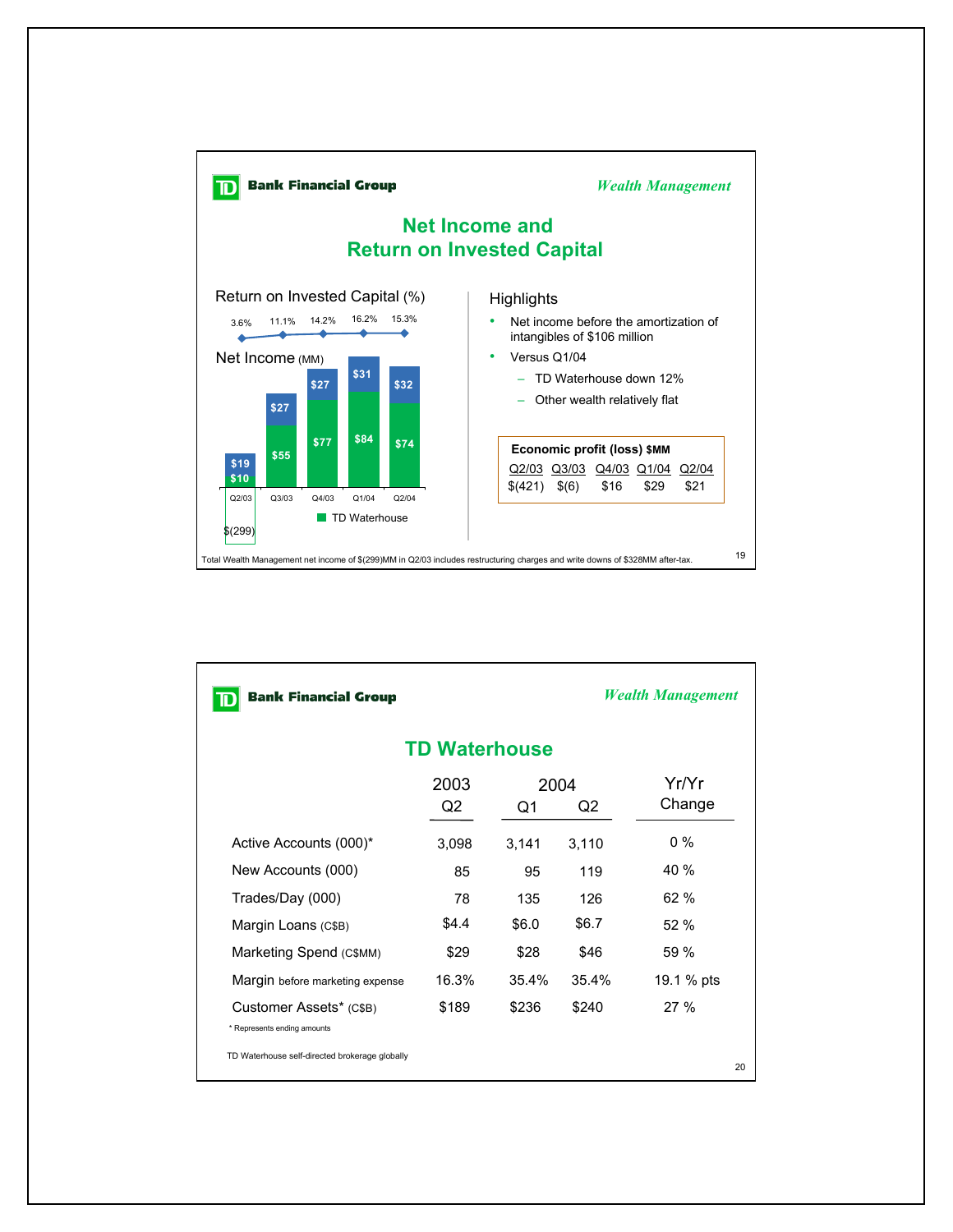# Net Income and Return on Invested Capital

*Wealth Management*

**Return on Invested Capital (%)**

| Q2/03 | Q3/03 | Q4/03 | Q1/04 | Q2/04 |
|---|---|---|---|---|
| 3.6% | 11.1% | 14.2% | 16.2% | 15.3% |

**Net Income (MM)**

| | Q2/03 | Q3/03 | Q4/03 | Q1/04 | Q2/04 |
|---|---|---|---|---|---|
| TD Waterhouse | $10 | $55 | $77 | $84 | $74 |
| Other | $19 | $27 | $27 | $31 | $32 |

Q2/03: $(299)

**Highlights**

- Net income before the amortization of intangibles of $106 million
- Versus Q1/04
  - TD Waterhouse down 12%
  - Other wealth relatively flat

**Economic profit (loss) $MM**

| Q2/03 | Q3/03 | Q4/03 | Q1/04 | Q2/04 |
|---|---|---|---|---|
| $(421) | $(6) | $16 | $29 | $21 |

Total Wealth Management net income of $(299)MM in Q2/03 includes restructuring charges and write downs of $328MM after-tax.

# TD Waterhouse

*Wealth Management*

| | 2003 Q2 | 2004 Q1 | 2004 Q2 | Yr/Yr Change |
|---|---|---|---|---|
| Active Accounts (000)* | 3,098 | 3,141 | 3,110 | 0 % |
| New Accounts (000) | 85 | 95 | 119 | 40 % |
| Trades/Day (000) | 78 | 135 | 126 | 62 % |
| Margin Loans (C$B) | $4.4 | $6.0 | $6.7 | 52 % |
| Marketing Spend (C$MM) | $29 | $28 | $46 | 59 % |
| Margin before marketing expense | 16.3% | 35.4% | 35.4% | 19.1 % pts |
| Customer Assets* (C$B) | $189 | $236 | $240 | 27 % |

\* Represents ending amounts

TD Waterhouse self-directed brokerage globally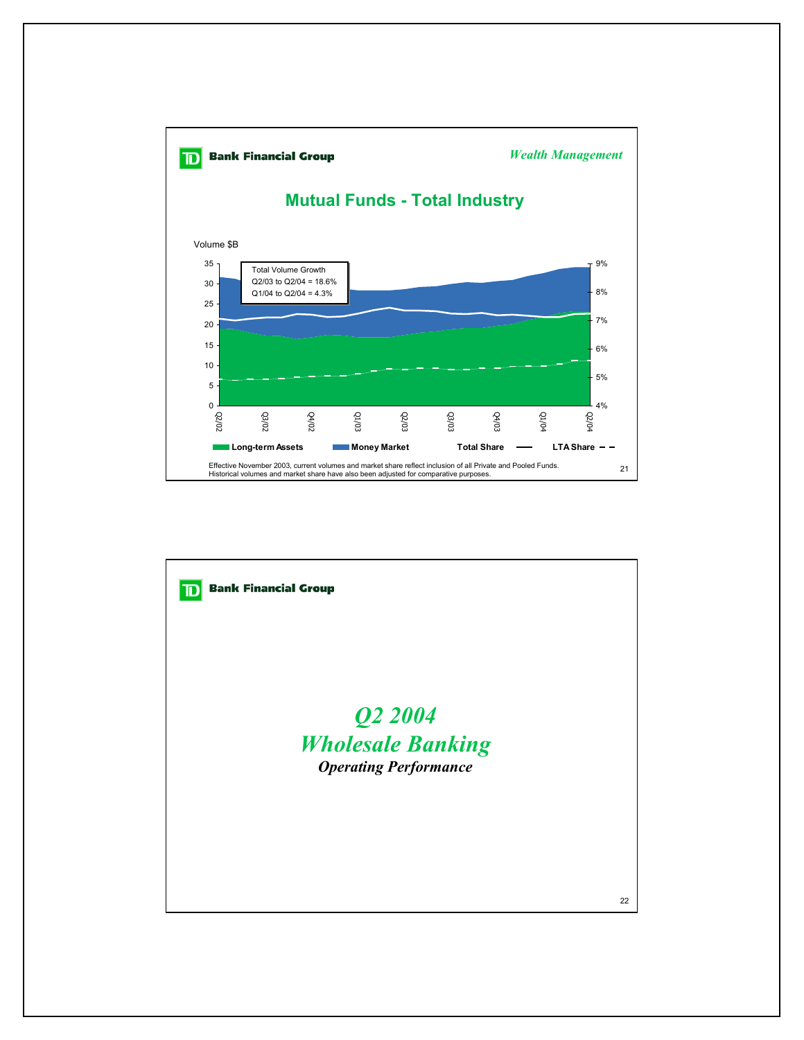Bank Financial Group

*Wealth Management*

## Mutual Funds - Total Industry

Volume $B

Total Volume Growth
Q2/03 to Q2/04 = 18.6%
Q1/04 to Q2/04 = 4.3%

Long-term Assets | Money Market | Total Share | LTA Share

Effective November 2003, current volumes and market share reflect inclusion of all Private and Pooled Funds. Historical volumes and market share have also been adjusted for comparative purposes.

---

Bank Financial Group

# *Q2 2004*
# *Wholesale Banking*
***Operating Performance***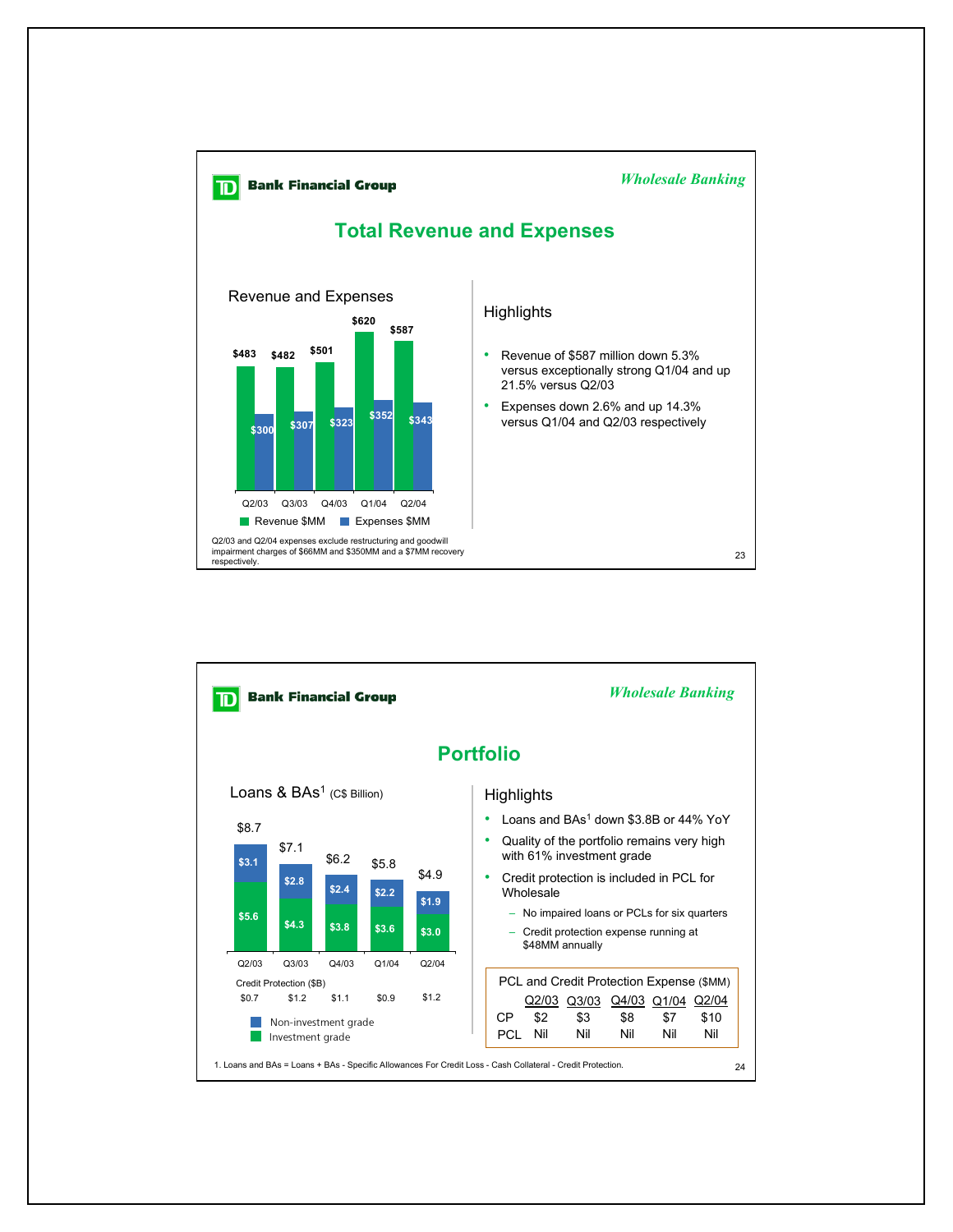## Wholesale Banking

# Total Revenue and Expenses

### Revenue and Expenses

| | Q2/03 | Q3/03 | Q4/03 | Q1/04 | Q2/04 |
|---|---|---|---|---|---|
| Revenue $MM | $483 | $482 | $501 | $620 | $587 |
| Expenses $MM | $300 | $307 | $323 | $352 | $343 |

Q2/03 and Q2/04 expenses exclude restructuring and goodwill impairment charges of $66MM and $350MM and a $7MM recovery respectively.

### Highlights

- Revenue of $587 million down 5.3% versus exceptionally strong Q1/04 and up 21.5% versus Q2/03
- Expenses down 2.6% and up 14.3% versus Q1/04 and Q2/03 respectively

---

## Wholesale Banking

# Portfolio

### Loans & BAs[1] (C$ Billion)

| | Q2/03 | Q3/03 | Q4/03 | Q1/04 | Q2/04 |
|---|---|---|---|---|---|
| Total | $8.7 | $7.1 | $6.2 | $5.8 | $4.9 |
| Non-investment grade | $3.1 | $2.8 | $2.4 | $2.2 | $1.9 |
| Investment grade | $5.6 | $4.3 | $3.8 | $3.6 | $3.0 |
| Credit Protection ($B) | $0.7 | $1.2 | $1.1 | $0.9 | $1.2 |

### Highlights

- Loans and BAs[1] down $3.8B or 44% YoY
- Quality of the portfolio remains very high with 61% investment grade
- Credit protection is included in PCL for Wholesale
  - No impaired loans or PCLs for six quarters
  - Credit protection expense running at $48MM annually

PCL and Credit Protection Expense ($MM)

| | Q2/03 | Q3/03 | Q4/03 | Q1/04 | Q2/04 |
|---|---|---|---|---|---|
| CP | $2 | $3 | $8 | $7 | $10 |
| PCL | Nil | Nil | Nil | Nil | Nil |

1. Loans and BAs = Loans + BAs - Specific Allowances For Credit Loss - Cash Collateral - Credit Protection.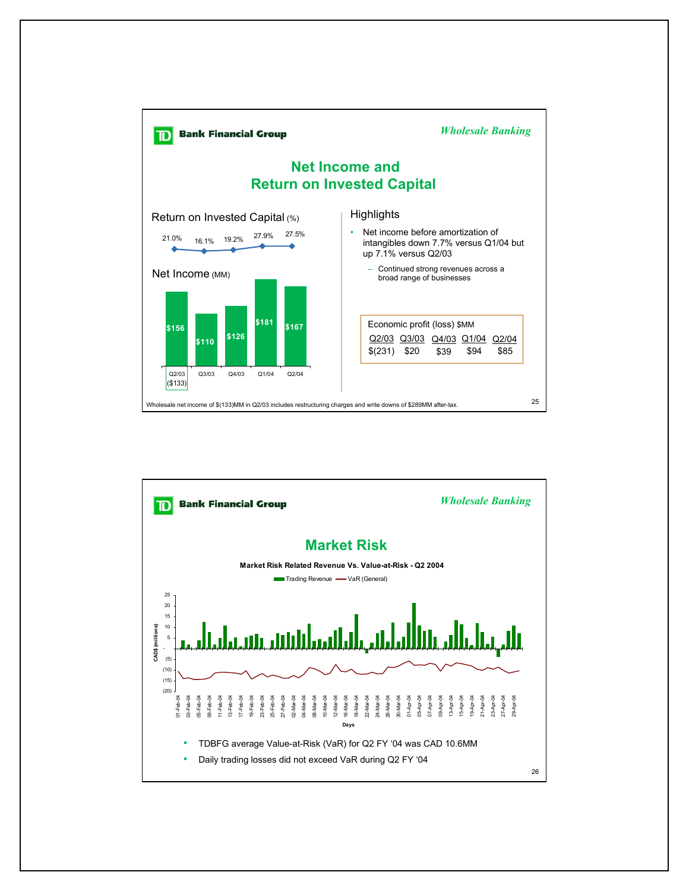*Wholesale Banking*

## Net Income and Return on Invested Capital

**Return on Invested Capital** (%)

| Q2/03 | Q3/03 | Q4/03 | Q1/04 | Q2/04 |
|---|---|---|---|---|
| 21.0% | 16.1% | 19.2% | 27.9% | 27.5% |

**Net Income** (MM)

| Q2/03 | Q3/03 | Q4/03 | Q1/04 | Q2/04 |
|---|---|---|---|---|
| $156 ($133) | $110 | $126 | $181 | $167 |

**Highlights**

- Net income before amortization of intangibles down 7.7% versus Q1/04 but up 7.1% versus Q2/03
  - Continued strong revenues across a broad range of businesses

Economic profit (loss) $MM

| Q2/03 | Q3/03 | Q4/03 | Q1/04 | Q2/04 |
|---|---|---|---|---|
| $(231) | $20 | $39 | $94 | $85 |

Wholesale net income of $(133)MM in Q2/03 includes restructuring charges and write downs of $289MM after-tax.

*Wholesale Banking*

## Market Risk

**Market Risk Related Revenue Vs. Value-at-Risk - Q2 2004**

- TDBFG average Value-at-Risk (VaR) for Q2 FY '04 was CAD 10.6MM
- Daily trading losses did not exceed VaR during Q2 FY '04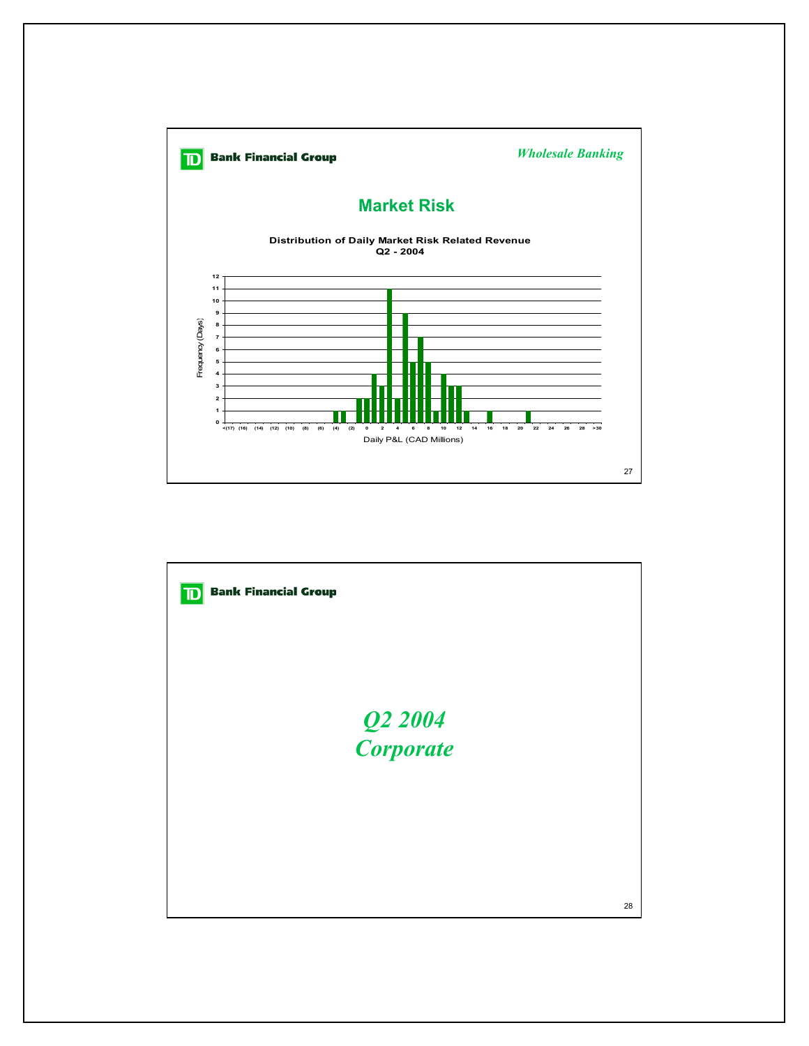**Bank Financial Group**

*Wholesale Banking*

## Market Risk

**Distribution of Daily Market Risk Related Revenue**
**Q2 - 2004**

Frequency (Days)

Daily P&L (CAD Millions)

---

**Bank Financial Group**

# *Q2 2004*
# *Corporate*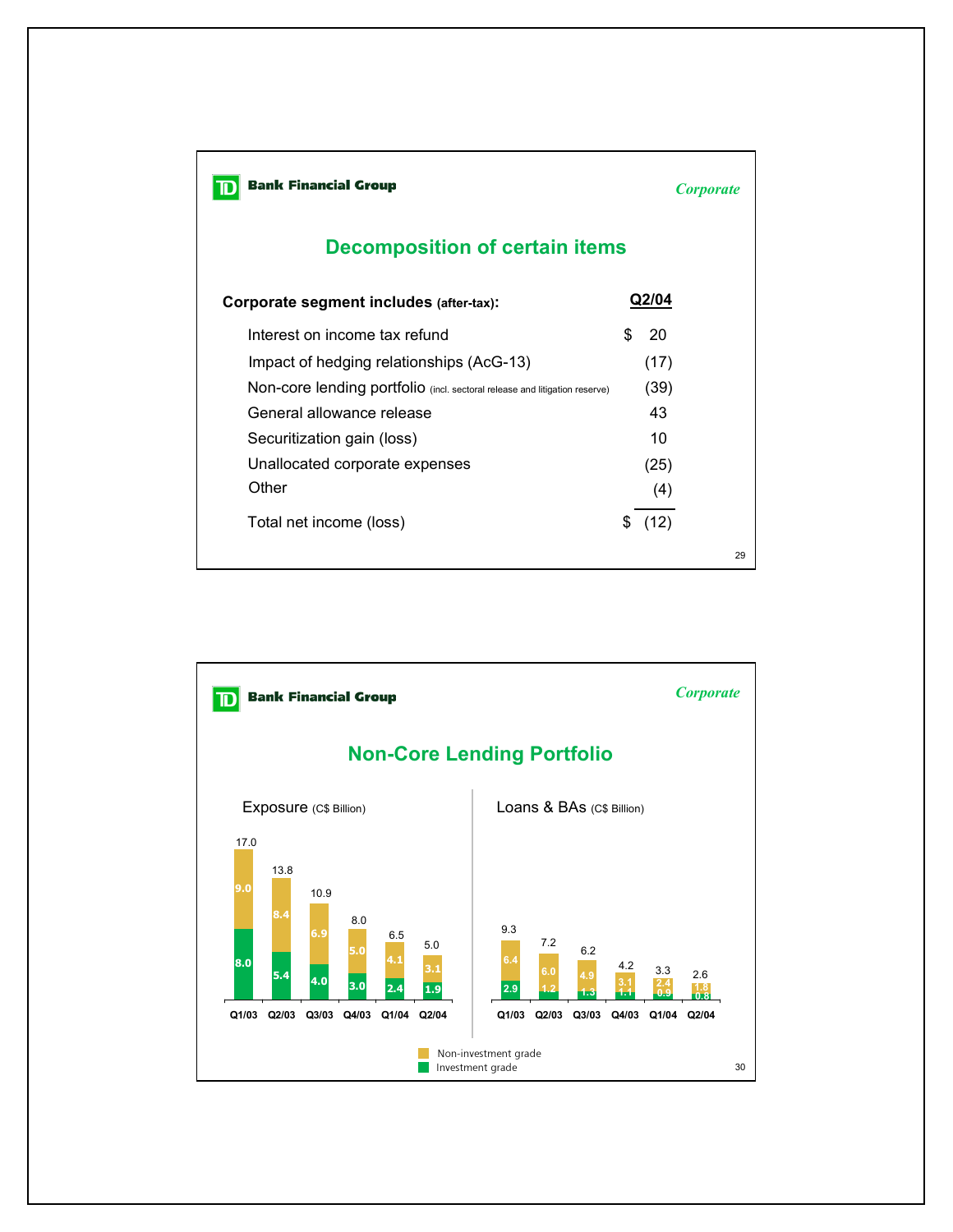# Decomposition of certain items

*Corporate*

| Corporate segment includes (after-tax): | Q2/04 |
|---|---|
| Interest on income tax refund | $ 20 |
| Impact of hedging relationships (AcG-13) | (17) |
| Non-core lending portfolio (incl. sectoral release and litigation reserve) | (39) |
| General allowance release | 43 |
| Securitization gain (loss) | 10 |
| Unallocated corporate expenses | (25) |
| Other | (4) |
| Total net income (loss) | $ (12) |

# Non-Core Lending Portfolio

*Corporate*

**Exposure (C$ Billion)**

| | Q1/03 | Q2/03 | Q3/03 | Q4/03 | Q1/04 | Q2/04 |
|---|---|---|---|---|---|---|
| Non-investment grade | 9.0 | 8.4 | 6.9 | 5.0 | 4.1 | 3.1 |
| Investment grade | 8.0 | 5.4 | 4.0 | 3.0 | 2.4 | 1.9 |
| Total | 17.0 | 13.8 | 10.9 | 8.0 | 6.5 | 5.0 |

**Loans & BAs (C$ Billion)**

| | Q1/03 | Q2/03 | Q3/03 | Q4/03 | Q1/04 | Q2/04 |
|---|---|---|---|---|---|---|
| Non-investment grade | 6.4 | 6.0 | 4.9 | 3.1 | 2.4 | 1.8 |
| Investment grade | 2.9 | 1.2 | 1.3 | 1.1 | 0.9 | 0.8 |
| Total | 9.3 | 7.2 | 6.2 | 4.2 | 3.3 | 2.6 |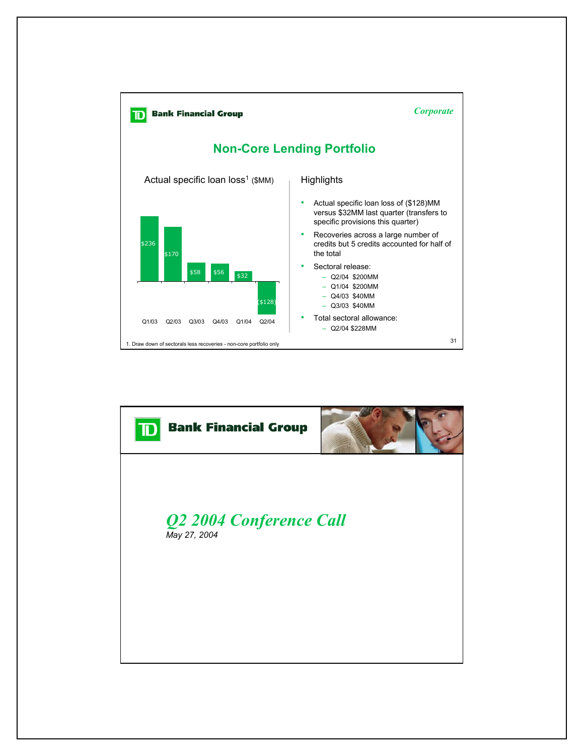Corporate

## Non-Core Lending Portfolio

Actual specific loan loss[1] ($MM)

$236
$170
$58
$56
$32
($128)

Q1/03 Q2/03 Q3/03 Q4/03 Q1/04 Q2/04

1. Draw down of sectorals less recoveries - non-core portfolio only

### Highlights

- Actual specific loan loss of ($128)MM versus $32MM last quarter (transfers to specific provisions this quarter)
- Recoveries across a large number of credits but 5 credits accounted for half of the total
- Sectoral release:
  - Q2/04 $200MM
  - Q1/04 $200MM
  - Q4/03 $40MM
  - Q3/03 $40MM
- Total sectoral allowance:
  - Q2/04 $228MM

---

**Bank Financial Group**

# *Q2 2004 Conference Call*

*May 27, 2004*